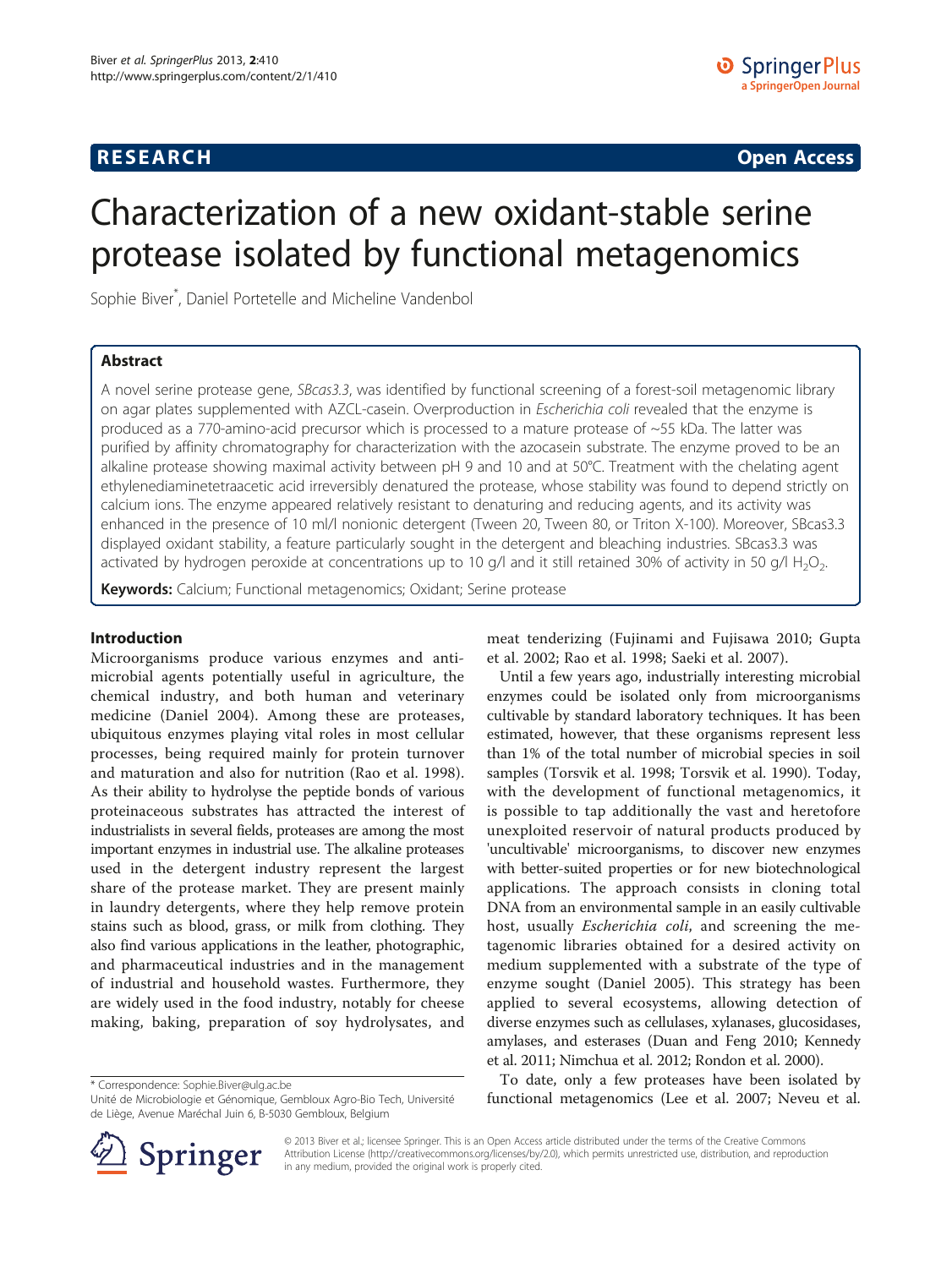**RESEARCH** **Open Access**

# Characterization of a new oxidant-stable serine protease isolated by functional metagenomics

Sophie Biver*, Daniel Portetelle and Micheline Vandenbol

## Abstract

A novel serine protease gene, *SBcas3.3*, was identified by functional screening of a forest-soil metagenomic library on agar plates supplemented with AZCL-casein. Overproduction in *Escherichia coli* revealed that the enzyme is produced as a 770-amino-acid precursor which is processed to a mature protease of ~55 kDa. The latter was purified by affinity chromatography for characterization with the azocasein substrate. The enzyme proved to be an alkaline protease showing maximal activity between pH 9 and 10 and at 50°C. Treatment with the chelating agent ethylenediaminetetraacetic acid irreversibly denatured the protease, whose stability was found to depend strictly on calcium ions. The enzyme appeared relatively resistant to denaturing and reducing agents, and its activity was enhanced in the presence of 10 ml/l nonionic detergent (Tween 20, Tween 80, or Triton X-100). Moreover, SBcas3.3 displayed oxidant stability, a feature particularly sought in the detergent and bleaching industries. SBcas3.3 was activated by hydrogen peroxide at concentrations up to 10 g/l and it still retained 30% of activity in 50 g/l $H_2O_2$.

**Keywords:** Calcium; Functional metagenomics; Oxidant; Serine protease

## Introduction

Microorganisms produce various enzymes and antimicrobial agents potentially useful in agriculture, the chemical industry, and both human and veterinary medicine (Daniel 2004). Among these are proteases, ubiquitous enzymes playing vital roles in most cellular processes, being required mainly for protein turnover and maturation and also for nutrition (Rao et al. 1998). As their ability to hydrolyse the peptide bonds of various proteinaceous substrates has attracted the interest of industrialists in several fields, proteases are among the most important enzymes in industrial use. The alkaline proteases used in the detergent industry represent the largest share of the protease market. They are present mainly in laundry detergents, where they help remove protein stains such as blood, grass, or milk from clothing. They also find various applications in the leather, photographic, and pharmaceutical industries and in the management of industrial and household wastes. Furthermore, they are widely used in the food industry, notably for cheese making, baking, preparation of soy hydrolysates, and meat tenderizing (Fujinami and Fujisawa 2010; Gupta et al. 2002; Rao et al. 1998; Saeki et al. 2007).

Until a few years ago, industrially interesting microbial enzymes could be isolated only from microorganisms cultivable by standard laboratory techniques. It has been estimated, however, that these organisms represent less than 1% of the total number of microbial species in soil samples (Torsvik et al. 1998; Torsvik et al. 1990). Today, with the development of functional metagenomics, it is possible to tap additionally the vast and heretofore unexploited reservoir of natural products produced by 'uncultivable' microorganisms, to discover new enzymes with better-suited properties or for new biotechnological applications. The approach consists in cloning total DNA from an environmental sample in an easily cultivable host, usually *Escherichia coli*, and screening the metagenomic libraries obtained for a desired activity on medium supplemented with a substrate of the type of enzyme sought (Daniel 2005). This strategy has been applied to several ecosystems, allowing detection of diverse enzymes such as cellulases, xylanases, glucosidases, amylases, and esterases (Duan and Feng 2010; Kennedy et al. 2011; Nimchua et al. 2012; Rondon et al. 2000).

To date, only a few proteases have been isolated by functional metagenomics (Lee et al. 2007; Neveu et al.

* Correspondence: Sophie.Biver@ulg.ac.be
Unité de Microbiologie et Génomique, Gembloux Agro-Bio Tech, Université de Liège, Avenue Maréchal Juin 6, B-5030 Gembloux, Belgium

© 2013 Biver et al.; licensee Springer. This is an Open Access article distributed under the terms of the Creative Commons Attribution License (http://creativecommons.org/licenses/by/2.0), which permits unrestricted use, distribution, and reproduction in any medium, provided the original work is properly cited.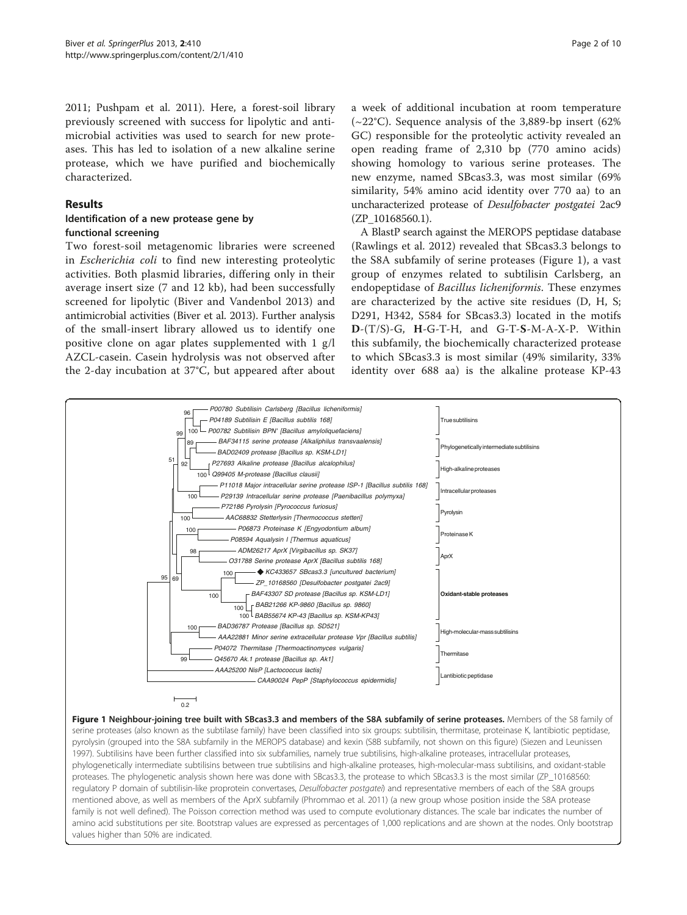2011; Pushpam et al. 2011). Here, a forest-soil library previously screened with success for lipolytic and antimicrobial activities was used to search for new proteases. This has led to isolation of a new alkaline serine protease, which we have purified and biochemically characterized.

## Results

### Identification of a new protease gene by functional screening

Two forest-soil metagenomic libraries were screened in *Escherichia coli* to find new interesting proteolytic activities. Both plasmid libraries, differing only in their average insert size (7 and 12 kb), had been successfully screened for lipolytic (Biver and Vandenbol 2013) and antimicrobial activities (Biver et al. 2013). Further analysis of the small-insert library allowed us to identify one positive clone on agar plates supplemented with 1 g/l AZCL-casein. Casein hydrolysis was not observed after the 2-day incubation at 37°C, but appeared after about a week of additional incubation at room temperature (~22°C). Sequence analysis of the 3,889-bp insert (62% GC) responsible for the proteolytic activity revealed an open reading frame of 2,310 bp (770 amino acids) showing homology to various serine proteases. The new enzyme, named SBcas3.3, was most similar (69% similarity, 54% amino acid identity over 770 aa) to an uncharacterized protease of *Desulfobacter postgatei* 2ac9 (ZP_10168560.1).

A BlastP search against the MEROPS peptidase database (Rawlings et al. 2012) revealed that SBcas3.3 belongs to the S8A subfamily of serine proteases (Figure 1), a vast group of enzymes related to subtilisin Carlsberg, an endopeptidase of *Bacillus licheniformis*. These enzymes are characterized by the active site residues (D, H, S; D291, H342, S584 for SBcas3.3) located in the motifs **D**-(T/S)-G, **H**-G-T-H, and G-T-**S**-M-A-X-P. Within this subfamily, the biochemically characterized protease to which SBcas3.3 is most similar (49% similarity, 33% identity over 688 aa) is the alkaline protease KP-43

**Figure 1 Neighbour-joining tree built with SBcas3.3 and members of the S8A subfamily of serine proteases.** Members of the S8 family of serine proteases (also known as the subtilase family) have been classified into six groups: subtilisin, thermitase, proteinase K, lantibiotic peptidase, pyrolysin (grouped into the S8A subfamily in the MEROPS database) and kexin (S8B subfamily, not shown on this figure) (Siezen and Leunissen 1997). Subtilisins have been further classified into six subfamilies, namely true subtilisins, high-alkaline proteases, intracellular proteases, phylogenetically intermediate subtilisins between true subtilisins and high-alkaline proteases, high-molecular-mass subtilisins, and oxidant-stable proteases. The phylogenetic analysis shown here was done with SBcas3.3, the protease to which SBcas3.3 is the most similar (ZP_10168560: regulatory P domain of subtilisin-like proprotein convertases, *Desulfobacter postgatei*) and representative members of each of the S8A groups mentioned above, as well as members of the AprX subfamily (Phrommao et al. 2011) (a new group whose position inside the S8A protease family is not well defined). The Poisson correction method was used to compute evolutionary distances. The scale bar indicates the number of amino acid substitutions per site. Bootstrap values are expressed as percentages of 1,000 replications and are shown at the nodes. Only bootstrap values higher than 50% are indicated.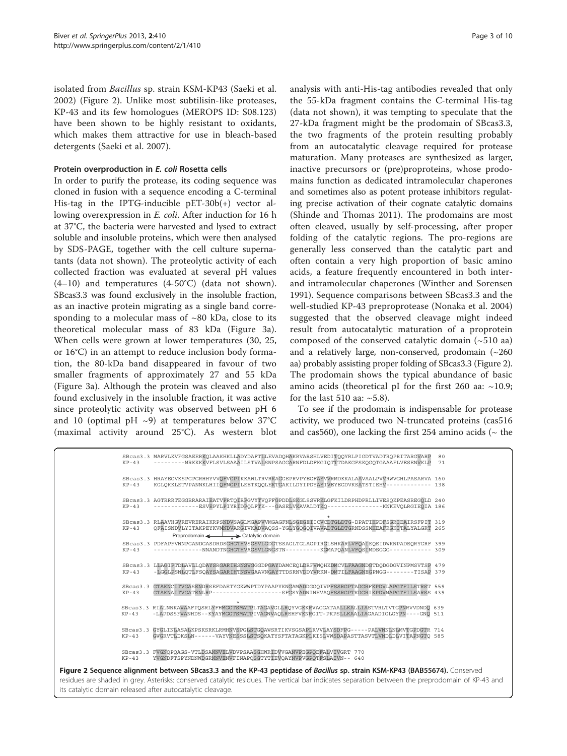isolated from *Bacillus* sp. strain KSM-KP43 (Saeki et al. 2002) (Figure 2). Unlike most subtilisin-like proteases, KP-43 and its few homologues (MEROPS ID: S08.123) have been shown to be highly resistant to oxidants, which makes them attractive for use in bleach-based detergents (Saeki et al. 2007).

### Protein overproduction in *E. coli* Rosetta cells

In order to purify the protease, its coding sequence was cloned in fusion with a sequence encoding a C-terminal His-tag in the IPTG-inducible pET-30b(+) vector allowing overexpression in *E. coli*. After induction for 16 h at 37°C, the bacteria were harvested and lysed to extract soluble and insoluble proteins, which were then analysed by SDS-PAGE, together with the cell culture supernatants (data not shown). The proteolytic activity of each collected fraction was evaluated at several pH values (4–10) and temperatures (4-50°C) (data not shown). SBcas3.3 was found exclusively in the insoluble fraction, as an inactive protein migrating as a single band corresponding to a molecular mass of ~80 kDa, close to its theoretical molecular mass of 83 kDa (Figure 3a). When cells were grown at lower temperatures (30, 25, or 16°C) in an attempt to reduce inclusion body formation, the 80-kDa band disappeared in favour of two smaller fragments of approximately 27 and 55 kDa (Figure 3a). Although the protein was cleaved and also found exclusively in the insoluble fraction, it was active since proteolytic activity was observed between pH 6 and 10 (optimal pH ~9) at temperatures below 37°C (maximal activity around 25°C). As western blot analysis with anti-His-tag antibodies revealed that only the 55-kDa fragment contains the C-terminal His-tag (data not shown), it was tempting to speculate that the 27-kDa fragment might be the prodomain of SBcas3.3, the two fragments of the protein resulting probably from an autocatalytic cleavage required for protease maturation. Many proteases are synthesized as larger, inactive precursors or (pre)proproteins, whose prodomains function as dedicated intramolecular chaperones and sometimes also as potent protease inhibitors regulating precise activation of their cognate catalytic domains (Shinde and Thomas 2011). The prodomains are most often cleaved, usually by self-processing, after proper folding of the catalytic regions. The pro-regions are generally less conserved than the catalytic part and often contain a very high proportion of basic amino acids, a feature frequently encountered in both inter- and intramolecular chaperones (Winther and Sorensen 1991). Sequence comparisons between SBcas3.3 and the well-studied KP-43 preproprotease (Nonaka et al. 2004) suggested that the observed cleavage might indeed result from autocatalytic maturation of a proprotein composed of the conserved catalytic domain (~510 aa) and a relatively large, non-conserved, prodomain (~260 aa) probably assisting proper folding of SBcas3.3 (Figure 2). The prodomain shows the typical abundance of basic amino acids (theoretical pI for the first 260 aa: ~10.9; for the last 510 aa: ~5.8).

To see if the prodomain is indispensable for protease activity, we produced two N-truncated proteins (cas516 and cas560), one lacking the first 254 amino acids (~ the

```
SBcas3.3 MARVLKVFGSAEERKQLAAKHKLLADYDAFTLLEVADQHAKRVARSHLVEDITQQYRLPIGDTVADTRQPRITARGVARP  80
KP-43    ---------MRKKKVFLSVLSAAAILSTVALSNPSAGGARNFDLDFKGIQTTTDAKGFSKQGQTGAAAFLVESENVKLP  71

SBcas3.3 HRAYEGVKSPGPGRHHYVVQFVGPIKKAWLTRVRKAGGEPRVPYEGFAYVVRMDKKALAAVAALPVVRWVGHLPASARVA 160
KP-43    KGLQKKLETVPANNKLHIIQFNGPILEETKQQLEKTGAKILDYIPDYAYIVEYEGDVKSATSTIEHV------------- 138

SBcas3.3 AGTRRRTEGGRRARAIEATVPRTQIRPGVYTVQFFGPDDLSKGLSSVRKLGFKILDRPHDPRLLIVESQKPEASREGQLD 240
KP-43    -------------ESVEPYLPIYRIDPQLFTK---GASELVKAVALDTKQ---------------KNKEVQLRGIEQIA 186

SBcas3.3 RLAAVHGVREVRERAIKRPSNDVSAGLMGAPVVMGAGFNLSGEGEIICVCDTGLDTG-DPATIHPDFSGRIEAIRSFPIT 319
KP-43    QFAISNDVLYITAKPEYKVMNDVARGIVKADVAQSS-YGLYGQGQIVAVADTGLDTGRNDSSMHEAFRGKITALYALGRT 265
         Preprodomain <—— | ——> Catalytic domain

SBcas3.3 PDFAPFVNNPGANDGASDRDSGHGTHVSGSVLGDGTSSAGLTGLAGPIRGLSHKARLVFQAIEQEIDWKNPADEQRYGRF 399
KP-43    -------------NNANDTNGHGTHVAGSVLGNGSTN---------KGMAPQANLVFQSIMDSGGG----------- 309

SBcas3.3 LLAGIPTDLAVLLQDAYSRGARIHSNSWGGGDPGAYDAMCEQLDRFVWQHKDMCVLFAAGNDGTDQDGDGVINPMSVTSP 479
KP-43    -LGGLPSNLQTLFSQAYSAGARIHTNSWGAAVNGAYTTDSRNVDDYVRKN-DMTILFAAGNEGPNGG--------TISAP 379

SBcas3.3 GTAKNCITVGASENDRSEFDAETYGKWWPTDYPAAPYKNGAMADDGGQIVPFSSRGPTADGRFKPDVLAPGTFILSTRST 559
KP-43    GTAKNAITVGATENLRP--------------------SFGSYADNINHVAQFSSRGPTKDGRIKPDVMAPGTFILSARSS 439

SBcas3.3 RIALNNKAWAAFPQSRLYFHMGGTSMATPLTAGAVGLLRQYVGKKRVAGGATAALLKALLIASTVRLTVTGPNRVVDNDQ 639
KP-43    -LAPDSSFWANHDS--KYAYMGGTSMATPIVAGNVAQLREHFVKNRGIT-PKPSLLKAALIAGAADIGLGYPN----GNQ 511

SBcas3.3 GYGLINLASALKPSKSRKLRMHNVSPGLSTGQAWSRTIKVSGSAPLRVVLAYSDFPG-----PALVNNLNLMVTGPDGTR 714
KP-43    GWGRVTLDKSLN------VAYVNESSSLSTSQKATYSFTATAGKPLKISLVWSDAPASTTASVTLVNDLDLVITAPNGTQ 585

SBcas3.3 FVGNQPQAGS-VTLDSANNVELVDVPSAASGHWRIDVVGANVPEGPQEFALVIVGRT 770
KP-43    YVGNDFTSPYNDNWDGRNNVENVFINAPQSGTYTIEVQAYNVPVGPQTFSLAIVN-- 640
```

**Figure 2 Sequence alignment between SBcas3.3 and the KP-43 peptidase of *Bacillus* sp. strain KSM-KP43 (BAB55674).** Conserved residues are shaded in grey. Asterisks: conserved catalytic residues. The vertical bar indicates separation between the preprodomain of KP-43 and its catalytic domain released after autocatalytic cleavage.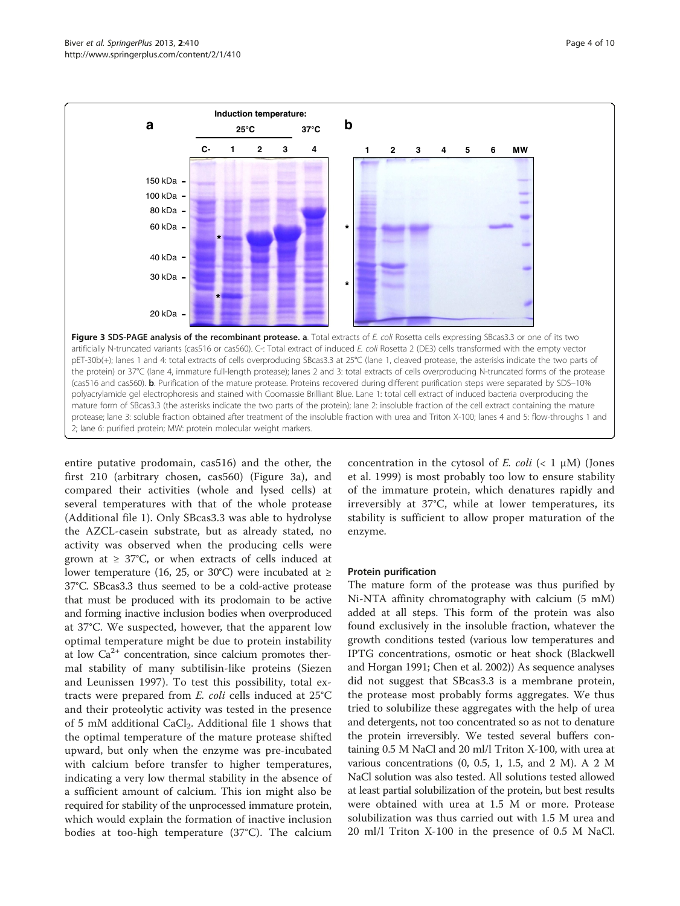**Figure 3 SDS-PAGE analysis of the recombinant protease. a**. Total extracts of *E. coli* Rosetta cells expressing SBcas3.3 or one of its two artificially N-truncated variants (cas516 or cas560). C-: Total extract of induced *E. coli* Rosetta 2 (DE3) cells transformed with the empty vector pET-30b(+); lanes 1 and 4: total extracts of cells overproducing SBcas3.3 at 25°C (lane 1, cleaved protease, the asterisks indicate the two parts of the protein) or 37°C (lane 4, immature full-length protease); lanes 2 and 3: total extracts of cells overproducing N-truncated forms of the protease (cas516 and cas560). **b**. Purification of the mature protease. Proteins recovered during different purification steps were separated by SDS–10% polyacrylamide gel electrophoresis and stained with Coomassie Brilliant Blue. Lane 1: total cell extract of induced bacteria overproducing the mature form of SBcas3.3 (the asterisks indicate the two parts of the protein); lane 2: insoluble fraction of the cell extract containing the mature protease; lane 3: soluble fraction obtained after treatment of the insoluble fraction with urea and Triton X-100; lanes 4 and 5: flow-throughs 1 and 2; lane 6: purified protein; MW: protein molecular weight markers.

entire putative prodomain, cas516) and the other, the first 210 (arbitrary chosen, cas560) (Figure 3a), and compared their activities (whole and lysed cells) at several temperatures with that of the whole protease (Additional file 1). Only SBcas3.3 was able to hydrolyse the AZCL-casein substrate, but as already stated, no activity was observed when the producing cells were grown at ≥ 37°C, or when extracts of cells induced at lower temperature (16, 25, or 30°C) were incubated at ≥ 37°C. SBcas3.3 thus seemed to be a cold-active protease that must be produced with its prodomain to be active and forming inactive inclusion bodies when overproduced at 37°C. We suspected, however, that the apparent low optimal temperature might be due to protein instability at low $Ca^{2+}$ concentration, since calcium promotes thermal stability of many subtilisin-like proteins (Siezen and Leunissen 1997). To test this possibility, total extracts were prepared from *E. coli* cells induced at 25°C and their proteolytic activity was tested in the presence of 5 mM additional $CaCl_2$. Additional file 1 shows that the optimal temperature of the mature protease shifted upward, but only when the enzyme was pre-incubated with calcium before transfer to higher temperatures, indicating a very low thermal stability in the absence of a sufficient amount of calcium. This ion might also be required for stability of the unprocessed immature protein, which would explain the formation of inactive inclusion bodies at too-high temperature (37°C). The calcium concentration in the cytosol of *E. coli* (< 1 μM) (Jones et al. 1999) is most probably too low to ensure stability of the immature protein, which denatures rapidly and irreversibly at 37°C, while at lower temperatures, its stability is sufficient to allow proper maturation of the enzyme.

### Protein purification

The mature form of the protease was thus purified by Ni-NTA affinity chromatography with calcium (5 mM) added at all steps. This form of the protein was also found exclusively in the insoluble fraction, whatever the growth conditions tested (various low temperatures and IPTG concentrations, osmotic or heat shock (Blackwell and Horgan 1991; Chen et al. 2002)) As sequence analyses did not suggest that SBcas3.3 is a membrane protein, the protease most probably forms aggregates. We thus tried to solubilize these aggregates with the help of urea and detergents, not too concentrated so as not to denature the protein irreversibly. We tested several buffers containing 0.5 M NaCl and 20 ml/l Triton X-100, with urea at various concentrations (0, 0.5, 1, 1.5, and 2 M). A 2 M NaCl solution was also tested. All solutions tested allowed at least partial solubilization of the protein, but best results were obtained with urea at 1.5 M or more. Protease solubilization was thus carried out with 1.5 M urea and 20 ml/l Triton X-100 in the presence of 0.5 M NaCl.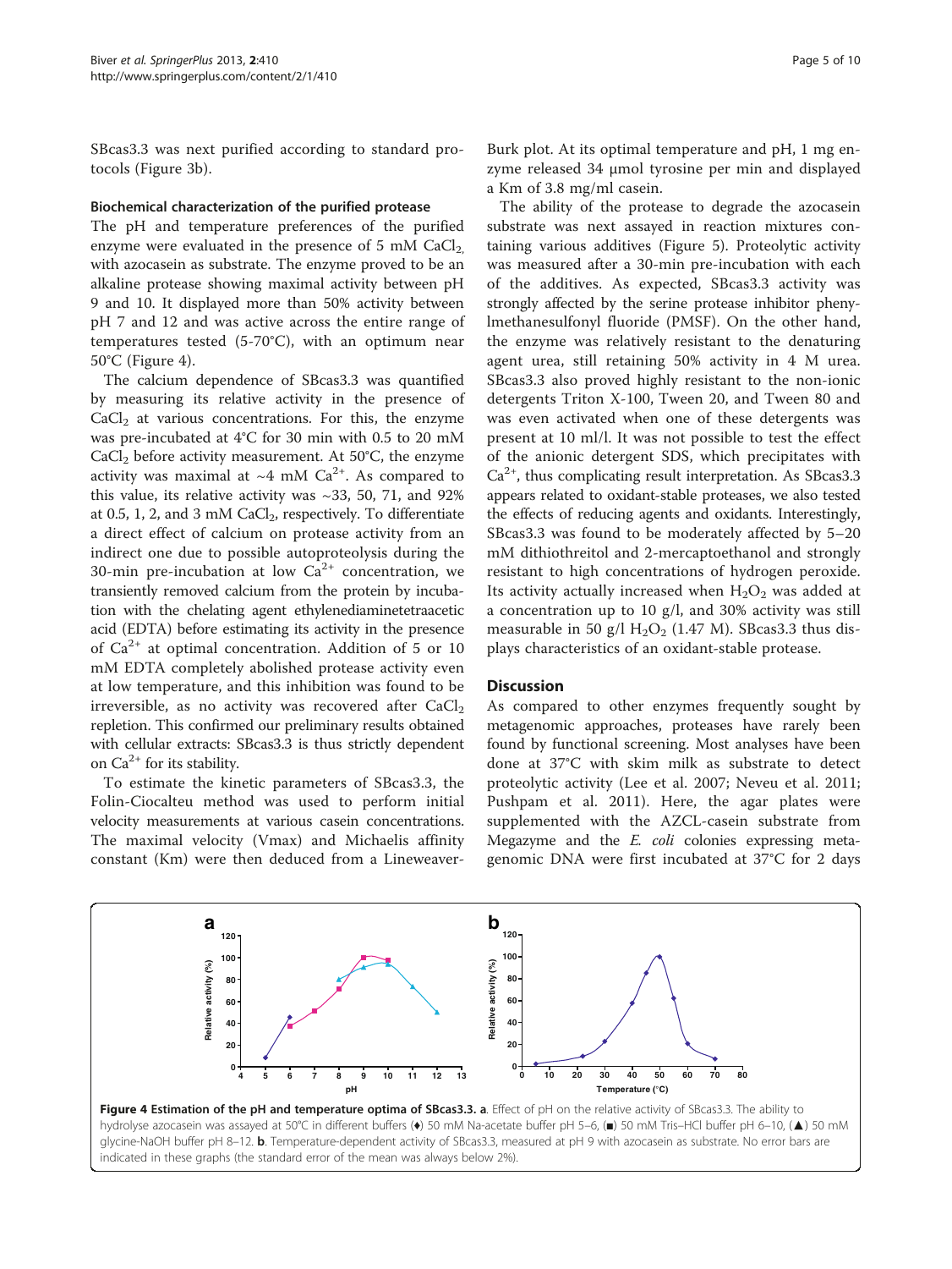SBcas3.3 was next purified according to standard protocols (Figure 3b).

### Biochemical characterization of the purified protease

The pH and temperature preferences of the purified enzyme were evaluated in the presence of 5 mM $CaCl_2$, with azocasein as substrate. The enzyme proved to be an alkaline protease showing maximal activity between pH 9 and 10. It displayed more than 50% activity between pH 7 and 12 and was active across the entire range of temperatures tested (5-70°C), with an optimum near 50°C (Figure 4).

The calcium dependence of SBcas3.3 was quantified by measuring its relative activity in the presence of $CaCl_2$ at various concentrations. For this, the enzyme was pre-incubated at 4°C for 30 min with 0.5 to 20 mM $CaCl_2$ before activity measurement. At 50°C, the enzyme activity was maximal at ~4 mM $Ca^{2+}$. As compared to this value, its relative activity was ~33, 50, 71, and 92% at 0.5, 1, 2, and 3 mM $CaCl_2$, respectively. To differentiate a direct effect of calcium on protease activity from an indirect one due to possible autoproteolysis during the 30-min pre-incubation at low $Ca^{2+}$ concentration, we transiently removed calcium from the protein by incubation with the chelating agent ethylenediaminetetraacetic acid (EDTA) before estimating its activity in the presence of $Ca^{2+}$ at optimal concentration. Addition of 5 or 10 mM EDTA completely abolished protease activity even at low temperature, and this inhibition was found to be irreversible, as no activity was recovered after $CaCl_2$ repletion. This confirmed our preliminary results obtained with cellular extracts: SBcas3.3 is thus strictly dependent on $Ca^{2+}$ for its stability.

To estimate the kinetic parameters of SBcas3.3, the Folin-Ciocalteu method was used to perform initial velocity measurements at various casein concentrations. The maximal velocity (Vmax) and Michaelis affinity constant (Km) were then deduced from a Lineweaver-Burk plot. At its optimal temperature and pH, 1 mg enzyme released 34 μmol tyrosine per min and displayed a Km of 3.8 mg/ml casein.

The ability of the protease to degrade the azocasein substrate was next assayed in reaction mixtures containing various additives (Figure 5). Proteolytic activity was measured after a 30-min pre-incubation with each of the additives. As expected, SBcas3.3 activity was strongly affected by the serine protease inhibitor phenylmethanesulfonyl fluoride (PMSF). On the other hand, the enzyme was relatively resistant to the denaturing agent urea, still retaining 50% activity in 4 M urea. SBcas3.3 also proved highly resistant to the non-ionic detergents Triton X-100, Tween 20, and Tween 80 and was even activated when one of these detergents was present at 10 ml/l. It was not possible to test the effect of the anionic detergent SDS, which precipitates with $Ca^{2+}$, thus complicating result interpretation. As SBcas3.3 appears related to oxidant-stable proteases, we also tested the effects of reducing agents and oxidants. Interestingly, SBcas3.3 was found to be moderately affected by 5–20 mM dithiothreitol and 2-mercaptoethanol and strongly resistant to high concentrations of hydrogen peroxide. Its activity actually increased when $H_2O_2$ was added at a concentration up to 10 g/l, and 30% activity was still measurable in 50 g/l $H_2O_2$ (1.47 M). SBcas3.3 thus displays characteristics of an oxidant-stable protease.

## Discussion

As compared to other enzymes frequently sought by metagenomic approaches, proteases have rarely been found by functional screening. Most analyses have been done at 37°C with skim milk as substrate to detect proteolytic activity (Lee et al. 2007; Neveu et al. 2011; Pushpam et al. 2011). Here, the agar plates were supplemented with the AZCL-casein substrate from Megazyme and the *E. coli* colonies expressing metagenomic DNA were first incubated at 37°C for 2 days

**Figure 4 Estimation of the pH and temperature optima of SBcas3.3. a**. Effect of pH on the relative activity of SBcas3.3. The ability to hydrolyse azocasein was assayed at 50°C in different buffers (♦) 50 mM Na-acetate buffer pH 5–6, (■) 50 mM Tris–HCl buffer pH 6–10, (▲) 50 mM glycine-NaOH buffer pH 8–12. **b**. Temperature-dependent activity of SBcas3.3, measured at pH 9 with azocasein as substrate. No error bars are indicated in these graphs (the standard error of the mean was always below 2%).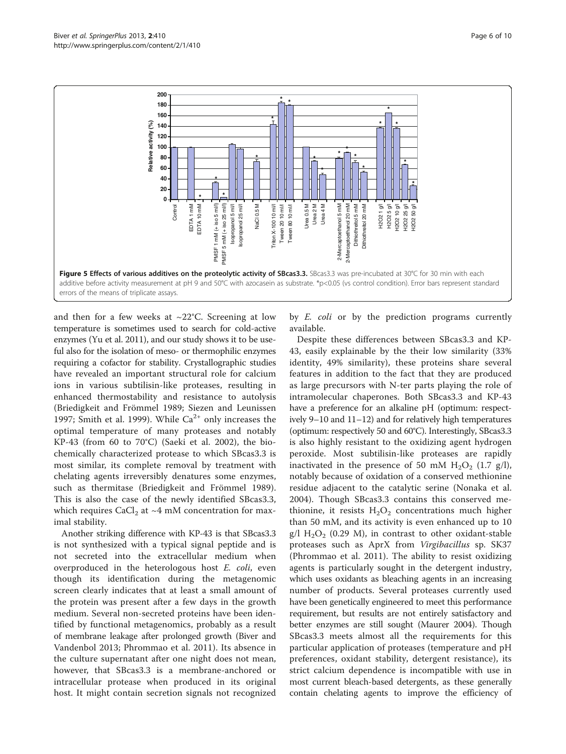**Figure 5 Effects of various additives on the proteolytic activity of SBcas3.3.** SBcas3.3 was pre-incubated at 30°C for 30 min with each additive before activity measurement at pH 9 and 50°C with azocasein as substrate. *p<0.05 (vs control condition). Error bars represent standard errors of the means of triplicate assays.

and then for a few weeks at ~22°C. Screening at low temperature is sometimes used to search for cold-active enzymes (Yu et al. 2011), and our study shows it to be useful also for the isolation of meso- or thermophilic enzymes requiring a cofactor for stability. Crystallographic studies have revealed an important structural role for calcium ions in various subtilisin-like proteases, resulting in enhanced thermostability and resistance to autolysis (Briedigkeit and Frömmel 1989; Siezen and Leunissen 1997; Smith et al. 1999). While $Ca^{2+}$ only increases the optimal temperature of many proteases and notably KP-43 (from 60 to 70°C) (Saeki et al. 2002), the biochemically characterized protease to which SBcas3.3 is most similar, its complete removal by treatment with chelating agents irreversibly denatures some enzymes, such as thermitase (Briedigkeit and Frömmel 1989). This is also the case of the newly identified SBcas3.3, which requires $CaCl_2$ at ~4 mM concentration for maximal stability.

Another striking difference with KP-43 is that SBcas3.3 is not synthesized with a typical signal peptide and is not secreted into the extracellular medium when overproduced in the heterologous host *E. coli*, even though its identification during the metagenomic screen clearly indicates that at least a small amount of the protein was present after a few days in the growth medium. Several non-secreted proteins have been identified by functional metagenomics, probably as a result of membrane leakage after prolonged growth (Biver and Vandenbol 2013; Phrommao et al. 2011). Its absence in the culture supernatant after one night does not mean, however, that SBcas3.3 is a membrane-anchored or intracellular protease when produced in its original host. It might contain secretion signals not recognized by *E. coli* or by the prediction programs currently available.

Despite these differences between SBcas3.3 and KP-43, easily explainable by the their low similarity (33% identity, 49% similarity), these proteins share several features in addition to the fact that they are produced as large precursors with N-ter parts playing the role of intramolecular chaperones. Both SBcas3.3 and KP-43 have a preference for an alkaline pH (optimum: respectively 9–10 and 11–12) and for relatively high temperatures (optimum: respectively 50 and 60°C). Interestingly, SBcas3.3 is also highly resistant to the oxidizing agent hydrogen peroxide. Most subtilisin-like proteases are rapidly inactivated in the presence of 50 mM $H_2O_2$ (1.7 g/l), notably because of oxidation of a conserved methionine residue adjacent to the catalytic serine (Nonaka et al. 2004). Though SBcas3.3 contains this conserved methionine, it resists $H_2O_2$ concentrations much higher than 50 mM, and its activity is even enhanced up to 10 g/l $H_2O_2$ (0.29 M), in contrast to other oxidant-stable proteases such as AprX from *Virgibacillus* sp. SK37 (Phrommao et al. 2011). The ability to resist oxidizing agents is particularly sought in the detergent industry, which uses oxidants as bleaching agents in an increasing number of products. Several proteases currently used have been genetically engineered to meet this performance requirement, but results are not entirely satisfactory and better enzymes are still sought (Maurer 2004). Though SBcas3.3 meets almost all the requirements for this particular application of proteases (temperature and pH preferences, oxidant stability, detergent resistance), its strict calcium dependence is incompatible with use in most current bleach-based detergents, as these generally contain chelating agents to improve the efficiency of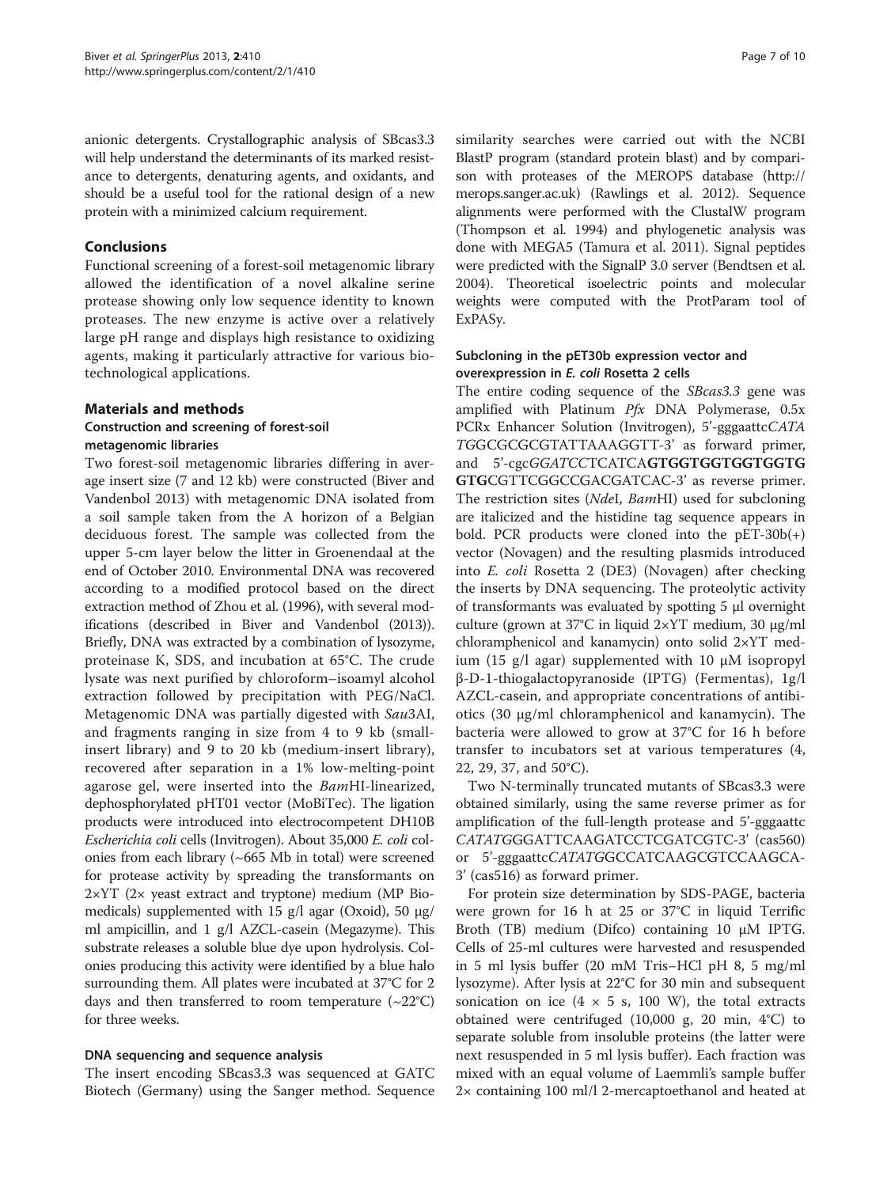anionic detergents. Crystallographic analysis of SBcas3.3 will help understand the determinants of its marked resistance to detergents, denaturing agents, and oxidants, and should be a useful tool for the rational design of a new protein with a minimized calcium requirement.

## Conclusions

Functional screening of a forest-soil metagenomic library allowed the identification of a novel alkaline serine protease showing only low sequence identity to known proteases. The new enzyme is active over a relatively large pH range and displays high resistance to oxidizing agents, making it particularly attractive for various biotechnological applications.

## Materials and methods

### Construction and screening of forest-soil metagenomic libraries

Two forest-soil metagenomic libraries differing in average insert size (7 and 12 kb) were constructed (Biver and Vandenbol 2013) with metagenomic DNA isolated from a soil sample taken from the A horizon of a Belgian deciduous forest. The sample was collected from the upper 5-cm layer below the litter in Groenendaal at the end of October 2010. Environmental DNA was recovered according to a modified protocol based on the direct extraction method of Zhou et al. (1996), with several modifications (described in Biver and Vandenbol (2013)). Briefly, DNA was extracted by a combination of lysozyme, proteinase K, SDS, and incubation at 65°C. The crude lysate was next purified by chloroform−isoamyl alcohol extraction followed by precipitation with PEG/NaCl. Metagenomic DNA was partially digested with *Sau*3AI, and fragments ranging in size from 4 to 9 kb (small-insert library) and 9 to 20 kb (medium-insert library), recovered after separation in a 1% low-melting-point agarose gel, were inserted into the *Bam*HI-linearized, dephosphorylated pHT01 vector (MoBiTec). The ligation products were introduced into electrocompetent DH10B *Escherichia coli* cells (Invitrogen). About 35,000 *E. coli* colonies from each library (~665 Mb in total) were screened for protease activity by spreading the transformants on 2×YT (2× yeast extract and tryptone) medium (MP Biomedicals) supplemented with 15 g/l agar (Oxoid), 50 μg/ml ampicillin, and 1 g/l AZCL-casein (Megazyme). This substrate releases a soluble blue dye upon hydrolysis. Colonies producing this activity were identified by a blue halo surrounding them. All plates were incubated at 37°C for 2 days and then transferred to room temperature (~22°C) for three weeks.

### DNA sequencing and sequence analysis

The insert encoding SBcas3.3 was sequenced at GATC Biotech (Germany) using the Sanger method. Sequence similarity searches were carried out with the NCBI BlastP program (standard protein blast) and by comparison with proteases of the MEROPS database (http://merops.sanger.ac.uk) (Rawlings et al. 2012). Sequence alignments were performed with the ClustalW program (Thompson et al. 1994) and phylogenetic analysis was done with MEGA5 (Tamura et al. 2011). Signal peptides were predicted with the SignalP 3.0 server (Bendtsen et al. 2004). Theoretical isoelectric points and molecular weights were computed with the ProtParam tool of ExPASy.

### Subcloning in the pET30b expression vector and overexpression in *E. coli* Rosetta 2 cells

The entire coding sequence of the *SBcas3.3* gene was amplified with Platinum *Pfx* DNA Polymerase, 0.5x PCRx Enhancer Solution (Invitrogen), 5'-gggaattc*CATATG*GCGCGCGTATTAAAGGTT-3' as forward primer, and 5'-cgc*GGATCC*TCATCA**GTGGTGGTGGTGGTGGTG**CGTTCGGCCGACGATCAC-3' as reverse primer. The restriction sites (*Nde*I, *Bam*HI) used for subcloning are italicized and the histidine tag sequence appears in bold. PCR products were cloned into the pET-30b(+) vector (Novagen) and the resulting plasmids introduced into *E. coli* Rosetta 2 (DE3) (Novagen) after checking the inserts by DNA sequencing. The proteolytic activity of transformants was evaluated by spotting 5 μl overnight culture (grown at 37°C in liquid 2×YT medium, 30 μg/ml chloramphenicol and kanamycin) onto solid 2×YT medium (15 g/l agar) supplemented with 10 μM isopropyl β-D-1-thiogalactopyranoside (IPTG) (Fermentas), 1g/l AZCL-casein, and appropriate concentrations of antibiotics (30 μg/ml chloramphenicol and kanamycin). The bacteria were allowed to grow at 37°C for 16 h before transfer to incubators set at various temperatures (4, 22, 29, 37, and 50°C).

Two N-terminally truncated mutants of SBcas3.3 were obtained similarly, using the same reverse primer as for amplification of the full-length protease and 5'-gggaattc*CATATG*GGATTCAAGATCCTCGATCGTC-3' (cas560) or 5'-gggaattc*CATATG*GCCATCAAGCGTCCAAGCA-3' (cas516) as forward primer.

For protein size determination by SDS-PAGE, bacteria were grown for 16 h at 25 or 37°C in liquid Terrific Broth (TB) medium (Difco) containing 10 μM IPTG. Cells of 25-ml cultures were harvested and resuspended in 5 ml lysis buffer (20 mM Tris−HCl pH 8, 5 mg/ml lysozyme). After lysis at 22°C for 30 min and subsequent sonication on ice (4 × 5 s, 100 W), the total extracts obtained were centrifuged (10,000 g, 20 min, 4°C) to separate soluble from insoluble proteins (the latter were next resuspended in 5 ml lysis buffer). Each fraction was mixed with an equal volume of Laemmli's sample buffer 2× containing 100 ml/l 2-mercaptoethanol and heated at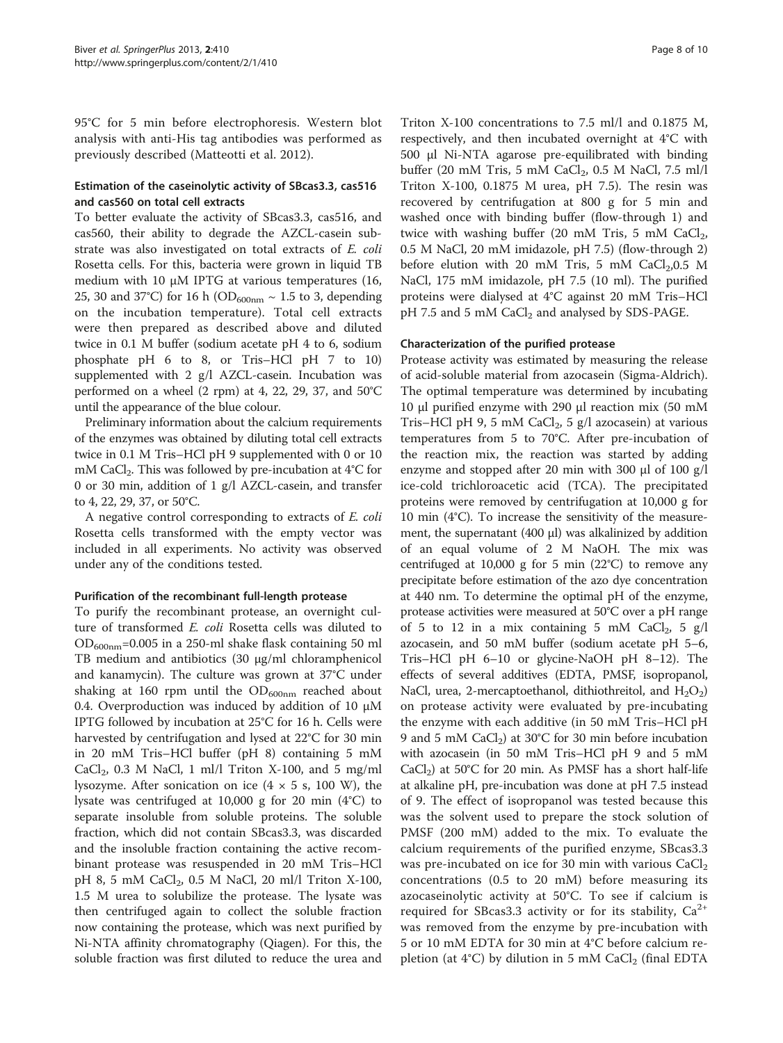95°C for 5 min before electrophoresis. Western blot analysis with anti-His tag antibodies was performed as previously described (Matteotti et al. 2012).

### Estimation of the caseinolytic activity of SBcas3.3, cas516 and cas560 on total cell extracts

To better evaluate the activity of SBcas3.3, cas516, and cas560, their ability to degrade the AZCL-casein substrate was also investigated on total extracts of *E. coli* Rosetta cells. For this, bacteria were grown in liquid TB medium with 10 μM IPTG at various temperatures (16, 25, 30 and 37°C) for 16 h ($OD_{600nm}$ ~ 1.5 to 3, depending on the incubation temperature). Total cell extracts were then prepared as described above and diluted twice in 0.1 M buffer (sodium acetate pH 4 to 6, sodium phosphate pH 6 to 8, or Tris–HCl pH 7 to 10) supplemented with 2 g/l AZCL-casein. Incubation was performed on a wheel (2 rpm) at 4, 22, 29, 37, and 50°C until the appearance of the blue colour.

Preliminary information about the calcium requirements of the enzymes was obtained by diluting total cell extracts twice in 0.1 M Tris–HCl pH 9 supplemented with 0 or 10 mM $CaCl_2$. This was followed by pre-incubation at 4°C for 0 or 30 min, addition of 1 g/l AZCL-casein, and transfer to 4, 22, 29, 37, or 50°C.

A negative control corresponding to extracts of *E. coli* Rosetta cells transformed with the empty vector was included in all experiments. No activity was observed under any of the conditions tested.

### Purification of the recombinant full-length protease

To purify the recombinant protease, an overnight culture of transformed *E. coli* Rosetta cells was diluted to $OD_{600nm}$=0.005 in a 250-ml shake flask containing 50 ml TB medium and antibiotics (30 μg/ml chloramphenicol and kanamycin). The culture was grown at 37°C under shaking at 160 rpm until the $OD_{600nm}$ reached about 0.4. Overproduction was induced by addition of 10 μM IPTG followed by incubation at 25°C for 16 h. Cells were harvested by centrifugation and lysed at 22°C for 30 min in 20 mM Tris–HCl buffer (pH 8) containing 5 mM $CaCl_2$, 0.3 M NaCl, 1 ml/l Triton X-100, and 5 mg/ml lysozyme. After sonication on ice (4 × 5 s, 100 W), the lysate was centrifuged at 10,000 g for 20 min (4°C) to separate insoluble from soluble proteins. The soluble fraction, which did not contain SBcas3.3, was discarded and the insoluble fraction containing the active recombinant protease was resuspended in 20 mM Tris–HCl pH 8, 5 mM $CaCl_2$, 0.5 M NaCl, 20 ml/l Triton X-100, 1.5 M urea to solubilize the protease. The lysate was then centrifuged again to collect the soluble fraction now containing the protease, which was next purified by Ni-NTA affinity chromatography (Qiagen). For this, the soluble fraction was first diluted to reduce the urea and Triton X-100 concentrations to 7.5 ml/l and 0.1875 M, respectively, and then incubated overnight at 4°C with 500 μl Ni-NTA agarose pre-equilibrated with binding buffer (20 mM Tris, 5 mM $CaCl_2$, 0.5 M NaCl, 7.5 ml/l Triton X-100, 0.1875 M urea, pH 7.5). The resin was recovered by centrifugation at 800 g for 5 min and washed once with binding buffer (flow-through 1) and twice with washing buffer (20 mM Tris, 5 mM $CaCl_2$, 0.5 M NaCl, 20 mM imidazole, pH 7.5) (flow-through 2) before elution with 20 mM Tris, 5 mM $CaCl_2$,0.5 M NaCl, 175 mM imidazole, pH 7.5 (10 ml). The purified proteins were dialysed at 4°C against 20 mM Tris–HCl pH 7.5 and 5 mM $CaCl_2$ and analysed by SDS-PAGE.

### Characterization of the purified protease

Protease activity was estimated by measuring the release of acid-soluble material from azocasein (Sigma-Aldrich). The optimal temperature was determined by incubating 10 μl purified enzyme with 290 μl reaction mix (50 mM Tris–HCl pH 9, 5 mM $CaCl_2$, 5 g/l azocasein) at various temperatures from 5 to 70°C. After pre-incubation of the reaction mix, the reaction was started by adding enzyme and stopped after 20 min with 300 μl of 100 g/l ice-cold trichloroacetic acid (TCA). The precipitated proteins were removed by centrifugation at 10,000 g for 10 min (4°C). To increase the sensitivity of the measurement, the supernatant (400 μl) was alkalinized by addition of an equal volume of 2 M NaOH. The mix was centrifuged at 10,000 g for 5 min (22°C) to remove any precipitate before estimation of the azo dye concentration at 440 nm. To determine the optimal pH of the enzyme, protease activities were measured at 50°C over a pH range of 5 to 12 in a mix containing 5 mM $CaCl_2$, 5 g/l azocasein, and 50 mM buffer (sodium acetate pH 5–6, Tris–HCl pH 6–10 or glycine-NaOH pH 8–12). The effects of several additives (EDTA, PMSF, isopropanol, NaCl, urea, 2-mercaptoethanol, dithiothreitol, and $H_2O_2$) on protease activity were evaluated by pre-incubating the enzyme with each additive (in 50 mM Tris–HCl pH 9 and 5 mM $CaCl_2$) at 30°C for 30 min before incubation with azocasein (in 50 mM Tris–HCl pH 9 and 5 mM $CaCl_2$) at 50°C for 20 min. As PMSF has a short half-life at alkaline pH, pre-incubation was done at pH 7.5 instead of 9. The effect of isopropanol was tested because this was the solvent used to prepare the stock solution of PMSF (200 mM) added to the mix. To evaluate the calcium requirements of the purified enzyme, SBcas3.3 was pre-incubated on ice for 30 min with various $CaCl_2$ concentrations (0.5 to 20 mM) before measuring its azocaseinolytic activity at 50°C. To see if calcium is required for SBcas3.3 activity or for its stability, $Ca^{2+}$ was removed from the enzyme by pre-incubation with 5 or 10 mM EDTA for 30 min at 4°C before calcium repletion (at 4°C) by dilution in 5 mM $CaCl_2$ (final EDTA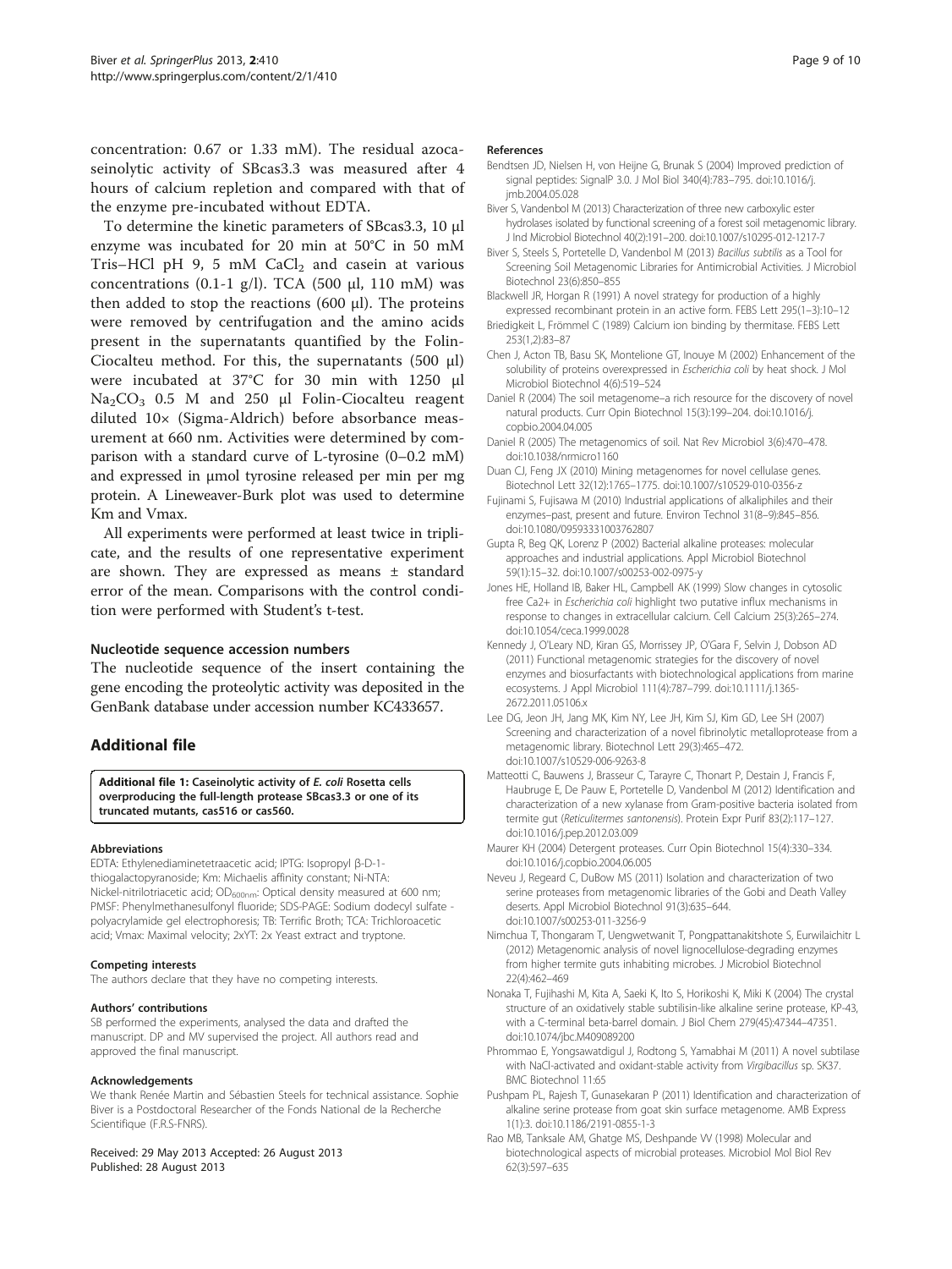concentration: 0.67 or 1.33 mM). The residual azocaseinolytic activity of SBcas3.3 was measured after 4 hours of calcium repletion and compared with that of the enzyme pre-incubated without EDTA.

To determine the kinetic parameters of SBcas3.3, 10 µl enzyme was incubated for 20 min at 50°C in 50 mM Tris–HCl pH 9, 5 mM $CaCl_2$ and casein at various concentrations (0.1-1 g/l). TCA (500 µl, 110 mM) was then added to stop the reactions (600 µl). The proteins were removed by centrifugation and the amino acids present in the supernatants quantified by the Folin-Ciocalteu method. For this, the supernatants (500 µl) were incubated at 37°C for 30 min with 1250 µl $Na_2CO_3$ 0.5 M and 250 µl Folin-Ciocalteu reagent diluted 10× (Sigma-Aldrich) before absorbance measurement at 660 nm. Activities were determined by comparison with a standard curve of L-tyrosine (0–0.2 mM) and expressed in µmol tyrosine released per min per mg protein. A Lineweaver-Burk plot was used to determine Km and Vmax.

All experiments were performed at least twice in triplicate, and the results of one representative experiment are shown. They are expressed as means ± standard error of the mean. Comparisons with the control condition were performed with Student's t-test.

### Nucleotide sequence accession numbers

The nucleotide sequence of the insert containing the gene encoding the proteolytic activity was deposited in the GenBank database under accession number KC433657.

## Additional file

**Additional file 1: Caseinolytic activity of *E. coli* Rosetta cells overproducing the full-length protease SBcas3.3 or one of its truncated mutants, cas516 or cas560.**

#### Abbreviations

EDTA: Ethylenediaminetetraacetic acid; IPTG: Isopropyl β-D-1-thiogalactopyranoside; Km: Michaelis affinity constant; Ni-NTA: Nickel-nitrilotriacetic acid; $OD_{600nm}$: Optical density measured at 600 nm; PMSF: Phenylmethanesulfonyl fluoride; SDS-PAGE: Sodium dodecyl sulfate - polyacrylamide gel electrophoresis; TB: Terrific Broth; TCA: Trichloroacetic acid; Vmax: Maximal velocity; 2xYT: 2x Yeast extract and tryptone.

#### Competing interests

The authors declare that they have no competing interests.

#### Authors' contributions

SB performed the experiments, analysed the data and drafted the manuscript. DP and MV supervised the project. All authors read and approved the final manuscript.

#### Acknowledgements

We thank Renée Martin and Sébastien Steels for technical assistance. Sophie Biver is a Postdoctoral Researcher of the Fonds National de la Recherche Scientifique (F.R.S-FNRS).

Received: 29 May 2013 Accepted: 26 August 2013
Published: 28 August 2013

#### References

Bendtsen JD, Nielsen H, von Heijne G, Brunak S (2004) Improved prediction of signal peptides: SignalP 3.0. J Mol Biol 340(4):783–795. doi:10.1016/j.jmb.2004.05.028

Biver S, Vandenbol M (2013) Characterization of three new carboxylic ester hydrolases isolated by functional screening of a forest soil metagenomic library. J Ind Microbiol Biotechnol 40(2):191–200. doi:10.1007/s10295-012-1217-7

Biver S, Steels S, Portetelle D, Vandenbol M (2013) *Bacillus subtilis* as a Tool for Screening Soil Metagenomic Libraries for Antimicrobial Activities. J Microbiol Biotechnol 23(6):850–855

Blackwell JR, Horgan R (1991) A novel strategy for production of a highly expressed recombinant protein in an active form. FEBS Lett 295(1–3):10–12

Briedigkeit L, Frömmel C (1989) Calcium ion binding by thermitase. FEBS Lett 253(1,2):83–87

Chen J, Acton TB, Basu SK, Montelione GT, Inouye M (2002) Enhancement of the solubility of proteins overexpressed in *Escherichia coli* by heat shock. J Mol Microbiol Biotechnol 4(6):519–524

Daniel R (2004) The soil metagenome–a rich resource for the discovery of novel natural products. Curr Opin Biotechnol 15(3):199–204. doi:10.1016/j.copbio.2004.04.005

Daniel R (2005) The metagenomics of soil. Nat Rev Microbiol 3(6):470–478. doi:10.1038/nrmicro1160

Duan CJ, Feng JX (2010) Mining metagenomes for novel cellulase genes. Biotechnol Lett 32(12):1765–1775. doi:10.1007/s10529-010-0356-z

Fujinami S, Fujisawa M (2010) Industrial applications of alkaliphiles and their enzymes–past, present and future. Environ Technol 31(8–9):845–856. doi:10.1080/09593331003762807

Gupta R, Beg QK, Lorenz P (2002) Bacterial alkaline proteases: molecular approaches and industrial applications. Appl Microbiol Biotechnol 59(1):15–32. doi:10.1007/s00253-002-0975-y

Jones HE, Holland IB, Baker HL, Campbell AK (1999) Slow changes in cytosolic free Ca2+ in *Escherichia coli* highlight two putative influx mechanisms in response to changes in extracellular calcium. Cell Calcium 25(3):265–274. doi:10.1054/ceca.1999.0028

Kennedy J, O'Leary ND, Kiran GS, Morrissey JP, O'Gara F, Selvin J, Dobson AD (2011) Functional metagenomic strategies for the discovery of novel enzymes and biosurfactants with biotechnological applications from marine ecosystems. J Appl Microbiol 111(4):787–799. doi:10.1111/j.1365-2672.2011.05106.x

Lee DG, Jeon JH, Jang MK, Kim NY, Lee JH, Kim SJ, Kim GD, Lee SH (2007) Screening and characterization of a novel fibrinolytic metalloprotease from a metagenomic library. Biotechnol Lett 29(3):465–472. doi:10.1007/s10529-006-9263-8

Matteotti C, Bauwens J, Brasseur C, Tarayre C, Thonart P, Destain J, Francis F, Haubruge E, De Pauw E, Portetelle D, Vandenbol M (2012) Identification and characterization of a new xylanase from Gram-positive bacteria isolated from termite gut (*Reticulitermes santonensis*). Protein Expr Purif 83(2):117–127. doi:10.1016/j.pep.2012.03.009

Maurer KH (2004) Detergent proteases. Curr Opin Biotechnol 15(4):330–334. doi:10.1016/j.copbio.2004.06.005

Neveu J, Regeard C, DuBow MS (2011) Isolation and characterization of two serine proteases from metagenomic libraries of the Gobi and Death Valley deserts. Appl Microbiol Biotechnol 91(3):635–644. doi:10.1007/s00253-011-3256-9

Nimchua T, Thongaram T, Uengwetwanit T, Pongpattanakitshote S, Eurwilaichitr L (2012) Metagenomic analysis of novel lignocellulose-degrading enzymes from higher termite guts inhabiting microbes. J Microbiol Biotechnol 22(4):462–469

Nonaka T, Fujihashi M, Kita A, Saeki K, Ito S, Horikoshi K, Miki K (2004) The crystal structure of an oxidatively stable subtilisin-like alkaline serine protease, KP-43, with a C-terminal beta-barrel domain. J Biol Chem 279(45):47344–47351. doi:10.1074/jbc.M409089200

Phrommao E, Yongsawatdigul J, Rodtong S, Yamabhai M (2011) A novel subtilase with NaCl-activated and oxidant-stable activity from *Virgibacillus* sp. SK37. BMC Biotechnol 11:65

Pushpam PL, Rajesh T, Gunasekaran P (2011) Identification and characterization of alkaline serine protease from goat skin surface metagenome. AMB Express 1(1):3. doi:10.1186/2191-0855-1-3

Rao MB, Tanksale AM, Ghatge MS, Deshpande VV (1998) Molecular and biotechnological aspects of microbial proteases. Microbiol Mol Biol Rev 62(3):597–635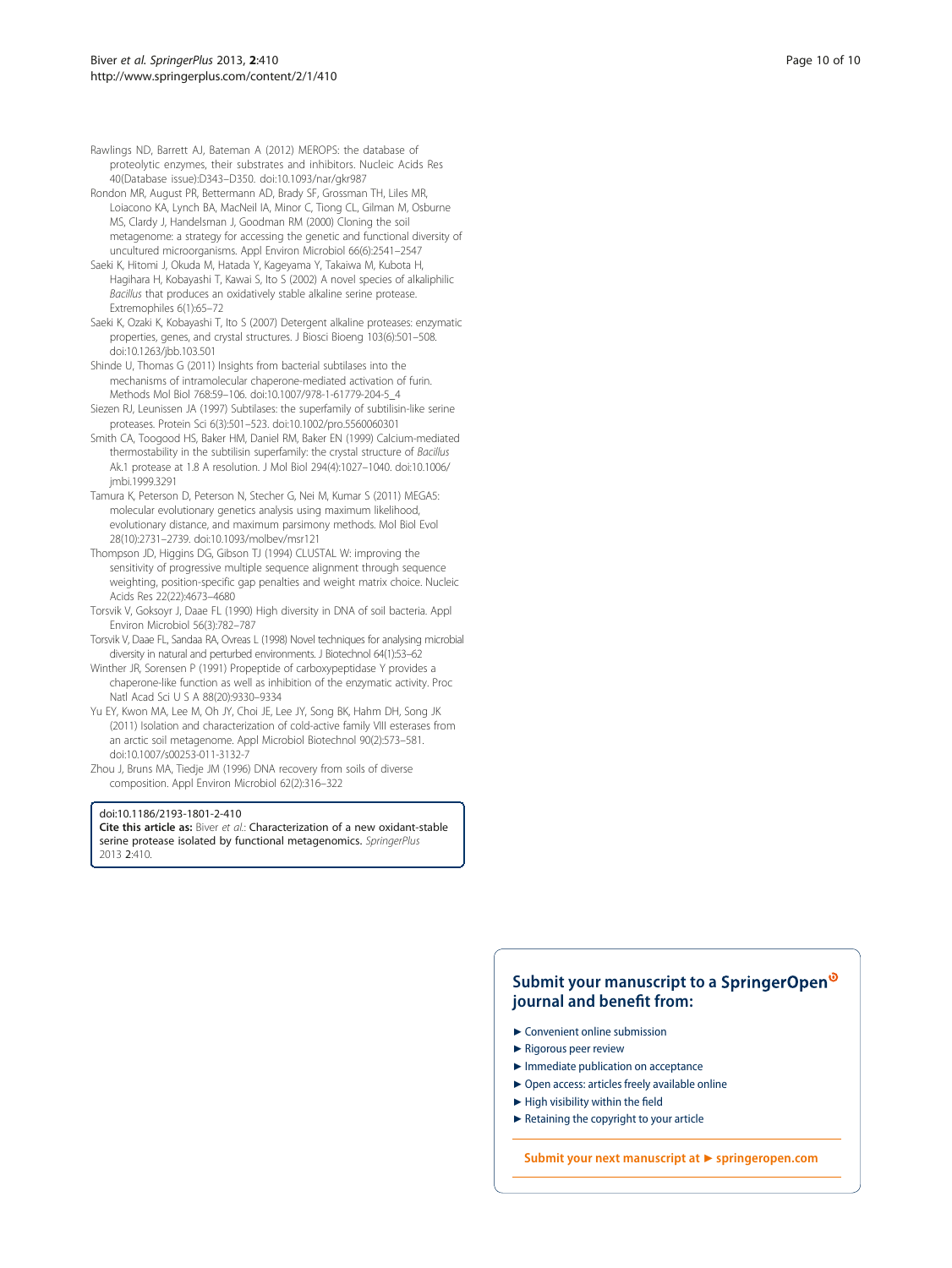Rawlings ND, Barrett AJ, Bateman A (2012) MEROPS: the database of proteolytic enzymes, their substrates and inhibitors. Nucleic Acids Res 40(Database issue):D343–D350. doi:10.1093/nar/gkr987

Rondon MR, August PR, Bettermann AD, Brady SF, Grossman TH, Liles MR, Loiacono KA, Lynch BA, MacNeil IA, Minor C, Tiong CL, Gilman M, Osburne MS, Clardy J, Handelsman J, Goodman RM (2000) Cloning the soil metagenome: a strategy for accessing the genetic and functional diversity of uncultured microorganisms. Appl Environ Microbiol 66(6):2541–2547

Saeki K, Hitomi J, Okuda M, Hatada Y, Kageyama Y, Takaiwa M, Kubota H, Hagihara H, Kobayashi T, Kawai S, Ito S (2002) A novel species of alkaliphilic *Bacillus* that produces an oxidatively stable alkaline serine protease. Extremophiles 6(1):65–72

Saeki K, Ozaki K, Kobayashi T, Ito S (2007) Detergent alkaline proteases: enzymatic properties, genes, and crystal structures. J Biosci Bioeng 103(6):501–508. doi:10.1263/jbb.103.501

Shinde U, Thomas G (2011) Insights from bacterial subtilases into the mechanisms of intramolecular chaperone-mediated activation of furin. Methods Mol Biol 768:59–106. doi:10.1007/978-1-61779-204-5_4

Siezen RJ, Leunissen JA (1997) Subtilases: the superfamily of subtilisin-like serine proteases. Protein Sci 6(3):501–523. doi:10.1002/pro.5560060301

Smith CA, Toogood HS, Baker HM, Daniel RM, Baker EN (1999) Calcium-mediated thermostability in the subtilisin superfamily: the crystal structure of *Bacillus* Ak.1 protease at 1.8 A resolution. J Mol Biol 294(4):1027–1040. doi:10.1006/jmbi.1999.3291

Tamura K, Peterson D, Peterson N, Stecher G, Nei M, Kumar S (2011) MEGA5: molecular evolutionary genetics analysis using maximum likelihood, evolutionary distance, and maximum parsimony methods. Mol Biol Evol 28(10):2731–2739. doi:10.1093/molbev/msr121

Thompson JD, Higgins DG, Gibson TJ (1994) CLUSTAL W: improving the sensitivity of progressive multiple sequence alignment through sequence weighting, position-specific gap penalties and weight matrix choice. Nucleic Acids Res 22(22):4673–4680

Torsvik V, Goksoyr J, Daae FL (1990) High diversity in DNA of soil bacteria. Appl Environ Microbiol 56(3):782–787

Torsvik V, Daae FL, Sandaa RA, Ovreas L (1998) Novel techniques for analysing microbial diversity in natural and perturbed environments. J Biotechnol 64(1):53–62

Winther JR, Sorensen P (1991) Propeptide of carboxypeptidase Y provides a chaperone-like function as well as inhibition of the enzymatic activity. Proc Natl Acad Sci U S A 88(20):9330–9334

Yu EY, Kwon MA, Lee M, Oh JY, Choi JE, Lee JY, Song BK, Hahm DH, Song JK (2011) Isolation and characterization of cold-active family VIII esterases from an arctic soil metagenome. Appl Microbiol Biotechnol 90(2):573–581. doi:10.1007/s00253-011-3132-7

Zhou J, Bruns MA, Tiedje JM (1996) DNA recovery from soils of diverse composition. Appl Environ Microbiol 62(2):316–322

doi:10.1186/2193-1801-2-410
**Cite this article as:** Biver *et al.*: Characterization of a new oxidant-stable serine protease isolated by functional metagenomics. *SpringerPlus* 2013 **2**:410.

**Submit your manuscript to a SpringerOpen journal and benefit from:**

- ► Convenient online submission
- ► Rigorous peer review
- ► Immediate publication on acceptance
- ► Open access: articles freely available online
- ► High visibility within the field
- ► Retaining the copyright to your article

**Submit your next manuscript at ► springeropen.com**